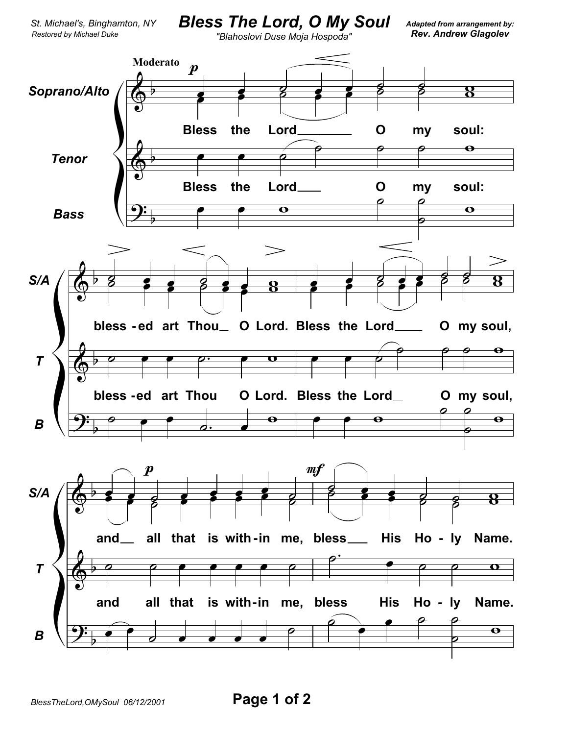St. Michael's, Binghamton, NY
Restored by Michael Duke

# Bless The Lord, O My Soul

"Blahoslovi Duse Moja Hospoda"

**Adapted from arrangement by: Rev. Andrew Glagolev**

Moderato

Soprano/Alto, Tenor, Bass

Bless the Lord O my soul:

bless - ed art Thou O Lord. Bless the Lord O my soul,

and all that is with - in me, bless His Ho - ly Name.

BlessTheLord,OMySoul 06/12/2001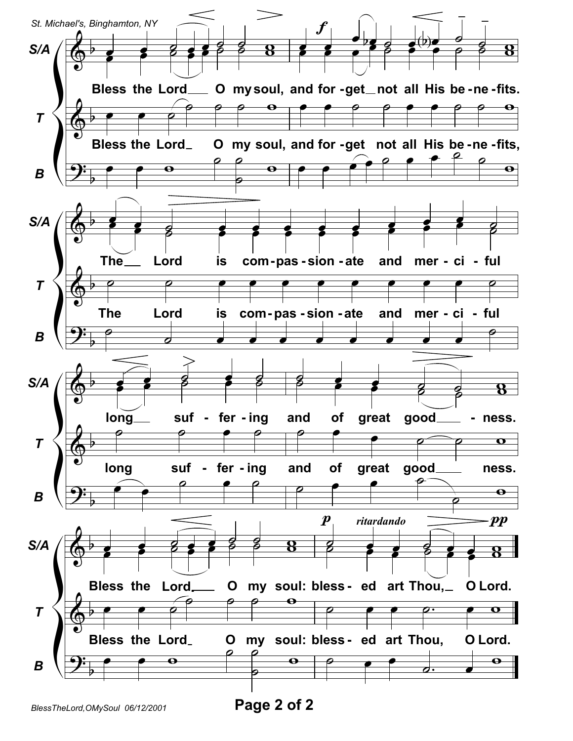St. Michael's, Binghamton, NY

S/A: Bless the Lord___ O my soul, and for - get__ not all His be - ne - fits.

T: Bless the Lord_ O my soul, and for - get not all His be - ne - fits,

S/A: The___ Lord is com - pas - sion - ate and mer - ci - ful

T: The Lord is com - pas - sion - ate and mer - ci - ful

S/A: long___ suf - fer - ing and of great good___ - ness.

T: long suf - fer - ing and of great good___ ness.

*p* *ritardando* *pp*

S/A: Bless the Lord.___ O my soul: bless - ed art Thou,_ O Lord.

T: Bless the Lord_ O my soul: bless - ed art Thou, O Lord.

BlessTheLord,OMySoul 06/12/2001